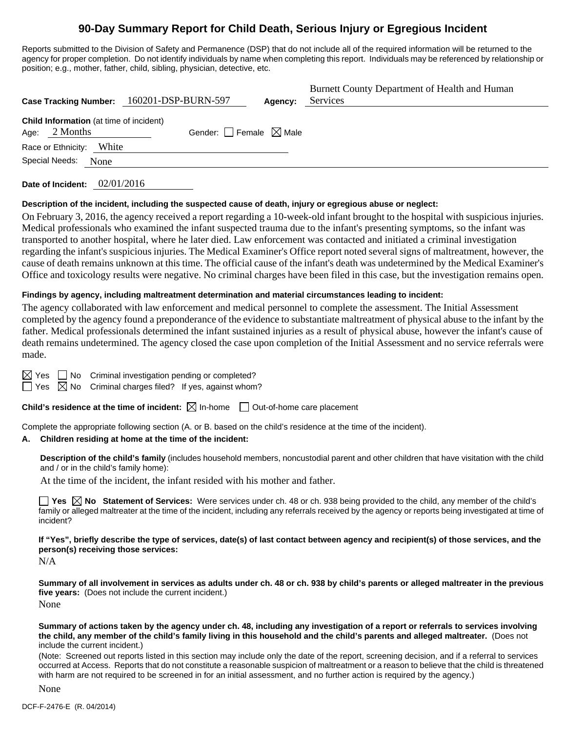# 90-Day Summary Report for Child Death, Serious Injury or Egregious Incident

Reports submitted to the Division of Safety and Permanence (DSP) that do not include all of the required information will be returned to the agency for proper completion. Do not identify individuals by name when completing this report. Individuals may be referenced by relationship or position; e.g., mother, father, child, sibling, physician, detective, etc.

**Case Tracking Number:** 160201-DSP-BURN-597 **Agency:** Burnett County Department of Health and Human Services

**Child Information** (at time of incident)

Age: 2 Months Gender: ☐ Female ☒ Male

Race or Ethnicity: White

Special Needs: None

**Date of Incident:** 02/01/2016

**Description of the incident, including the suspected cause of death, injury or egregious abuse or neglect:**

On February 3, 2016, the agency received a report regarding a 10-week-old infant brought to the hospital with suspicious injuries. Medical professionals who examined the infant suspected trauma due to the infant's presenting symptoms, so the infant was transported to another hospital, where he later died. Law enforcement was contacted and initiated a criminal investigation regarding the infant's suspicious injuries. The Medical Examiner's Office report noted several signs of maltreatment, however, the cause of death remains unknown at this time. The official cause of the infant's death was undetermined by the Medical Examiner's Office and toxicology results were negative. No criminal charges have been filed in this case, but the investigation remains open.

**Findings by agency, including maltreatment determination and material circumstances leading to incident:**

The agency collaborated with law enforcement and medical personnel to complete the assessment. The Initial Assessment completed by the agency found a preponderance of the evidence to substantiate maltreatment of physical abuse to the infant by the father. Medical professionals determined the infant sustained injuries as a result of physical abuse, however the infant's cause of death remains undetermined. The agency closed the case upon completion of the Initial Assessment and no service referrals were made.

☒ Yes ☐ No Criminal investigation pending or completed?

☐ Yes ☒ No Criminal charges filed? If yes, against whom?

**Child's residence at the time of incident:** ☒ In-home ☐ Out-of-home care placement

Complete the appropriate following section (A. or B. based on the child's residence at the time of the incident).

**A. Children residing at home at the time of the incident:**

**Description of the child's family** (includes household members, noncustodial parent and other children that have visitation with the child and / or in the child's family home):

At the time of the incident, the infant resided with his mother and father.

☐ **Yes** ☒ **No Statement of Services:** Were services under ch. 48 or ch. 938 being provided to the child, any member of the child's family or alleged maltreater at the time of the incident, including any referrals received by the agency or reports being investigated at time of incident?

**If "Yes", briefly describe the type of services, date(s) of last contact between agency and recipient(s) of those services, and the person(s) receiving those services:**

N/A

**Summary of all involvement in services as adults under ch. 48 or ch. 938 by child's parents or alleged maltreater in the previous five years:** (Does not include the current incident.)

None

**Summary of actions taken by the agency under ch. 48, including any investigation of a report or referrals to services involving the child, any member of the child's family living in this household and the child's parents and alleged maltreater.** (Does not include the current incident.)

(Note: Screened out reports listed in this section may include only the date of the report, screening decision, and if a referral to services occurred at Access. Reports that do not constitute a reasonable suspicion of maltreatment or a reason to believe that the child is threatened with harm are not required to be screened in for an initial assessment, and no further action is required by the agency.)

None

DCF-F-2476-E (R. 04/2014)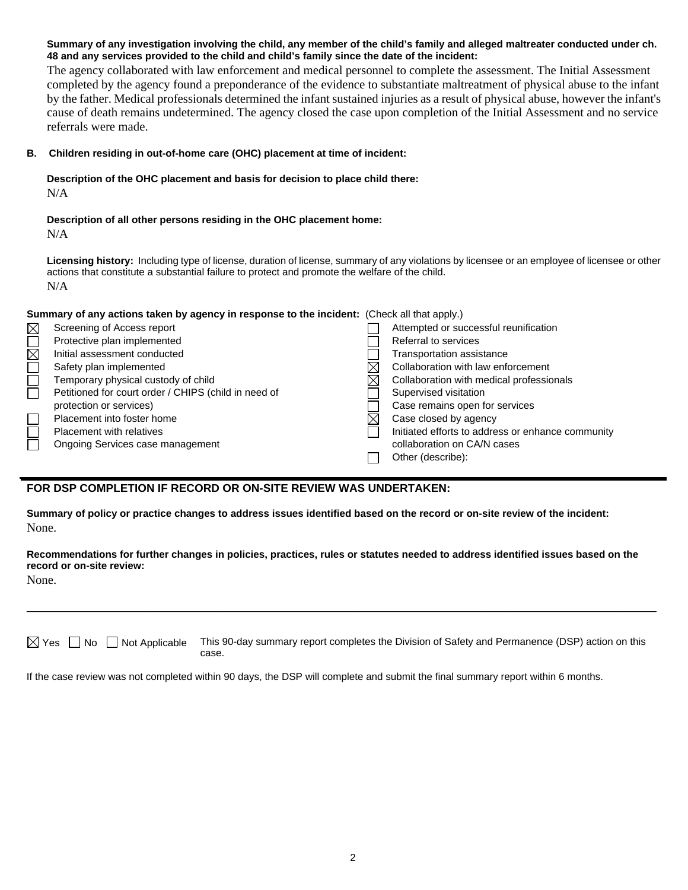**Summary of any investigation involving the child, any member of the child's family and alleged maltreater conducted under ch. 48 and any services provided to the child and child's family since the date of the incident:**

The agency collaborated with law enforcement and medical personnel to complete the assessment. The Initial Assessment completed by the agency found a preponderance of the evidence to substantiate maltreatment of physical abuse to the infant by the father. Medical professionals determined the infant sustained injuries as a result of physical abuse, however the infant's cause of death remains undetermined. The agency closed the case upon completion of the Initial Assessment and no service referrals were made.

**B. Children residing in out-of-home care (OHC) placement at time of incident:**

**Description of the OHC placement and basis for decision to place child there:**

N/A

**Description of all other persons residing in the OHC placement home:**

N/A

**Licensing history:** Including type of license, duration of license, summary of any violations by licensee or an employee of licensee or other actions that constitute a substantial failure to protect and promote the welfare of the child.

N/A

**Summary of any actions taken by agency in response to the incident:** (Check all that apply.)

- ☒ Screening of Access report
- ☐ Protective plan implemented
- ☒ Initial assessment conducted
- ☐ Safety plan implemented
- ☐ Temporary physical custody of child
- ☐ Petitioned for court order / CHIPS (child in need of protection or services)
- ☐ Placement into foster home
- ☐ Placement with relatives
- ☐ Ongoing Services case management
- ☐ Attempted or successful reunification
- ☐ Referral to services
- ☐ Transportation assistance
- ☒ Collaboration with law enforcement
- ☒ Collaboration with medical professionals
- ☐ Supervised visitation
- ☐ Case remains open for services
- ☒ Case closed by agency
- ☐ Initiated efforts to address or enhance community collaboration on CA/N cases
- ☐ Other (describe):

## FOR DSP COMPLETION IF RECORD OR ON-SITE REVIEW WAS UNDERTAKEN:

**Summary of policy or practice changes to address issues identified based on the record or on-site review of the incident:**

None.

**Recommendations for further changes in policies, practices, rules or statutes needed to address identified issues based on the record or on-site review:**

None.

---

☒ Yes ☐ No ☐ Not Applicable This 90-day summary report completes the Division of Safety and Permanence (DSP) action on this case.

If the case review was not completed within 90 days, the DSP will complete and submit the final summary report within 6 months.